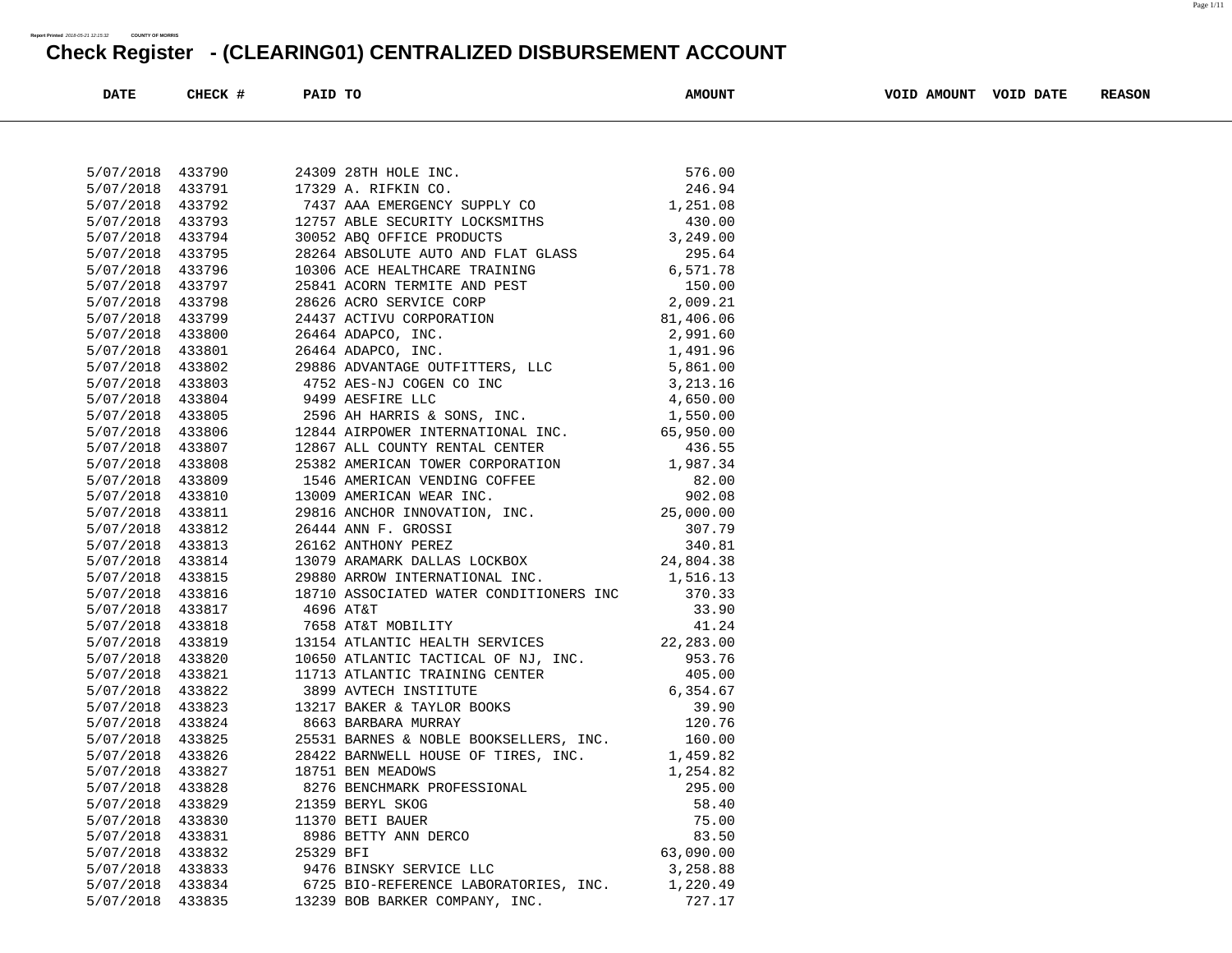Report Printed 2018-05-21 12:15:32 COUNTY OF MORRIS

# Check Register - (CLEARING01) CENTRALIZED DISBURSEMENT ACCOUNT

| DATE | CHECK # | PAID TO | AMOUNT | VOID AMOUNT | VOID DATE | REASON |
|---|---|---|---|---|---|---|
| 5/07/2018 | 433790 | 24309 28TH HOLE INC. | 576.00 | | | |
| 5/07/2018 | 433791 | 17329 A. RIFKIN CO. | 246.94 | | | |
| 5/07/2018 | 433792 | 7437 AAA EMERGENCY SUPPLY CO | 1,251.08 | | | |
| 5/07/2018 | 433793 | 12757 ABLE SECURITY LOCKSMITHS | 430.00 | | | |
| 5/07/2018 | 433794 | 30052 ABQ OFFICE PRODUCTS | 3,249.00 | | | |
| 5/07/2018 | 433795 | 28264 ABSOLUTE AUTO AND FLAT GLASS | 295.64 | | | |
| 5/07/2018 | 433796 | 10306 ACE HEALTHCARE TRAINING | 6,571.78 | | | |
| 5/07/2018 | 433797 | 25841 ACORN TERMITE AND PEST | 150.00 | | | |
| 5/07/2018 | 433798 | 28626 ACRO SERVICE CORP | 2,009.21 | | | |
| 5/07/2018 | 433799 | 24437 ACTIVU CORPORATION | 81,406.06 | | | |
| 5/07/2018 | 433800 | 26464 ADAPCO, INC. | 2,991.60 | | | |
| 5/07/2018 | 433801 | 26464 ADAPCO, INC. | 1,491.96 | | | |
| 5/07/2018 | 433802 | 29886 ADVANTAGE OUTFITTERS, LLC | 5,861.00 | | | |
| 5/07/2018 | 433803 | 4752 AES-NJ COGEN CO INC | 3,213.16 | | | |
| 5/07/2018 | 433804 | 9499 AESFIRE LLC | 4,650.00 | | | |
| 5/07/2018 | 433805 | 2596 AH HARRIS & SONS, INC. | 1,550.00 | | | |
| 5/07/2018 | 433806 | 12844 AIRPOWER INTERNATIONAL INC. | 65,950.00 | | | |
| 5/07/2018 | 433807 | 12867 ALL COUNTY RENTAL CENTER | 436.55 | | | |
| 5/07/2018 | 433808 | 25382 AMERICAN TOWER CORPORATION | 1,987.34 | | | |
| 5/07/2018 | 433809 | 1546 AMERICAN VENDING COFFEE | 82.00 | | | |
| 5/07/2018 | 433810 | 13009 AMERICAN WEAR INC. | 902.08 | | | |
| 5/07/2018 | 433811 | 29816 ANCHOR INNOVATION, INC. | 25,000.00 | | | |
| 5/07/2018 | 433812 | 26444 ANN F. GROSSI | 307.79 | | | |
| 5/07/2018 | 433813 | 26162 ANTHONY PEREZ | 340.81 | | | |
| 5/07/2018 | 433814 | 13079 ARAMARK DALLAS LOCKBOX | 24,804.38 | | | |
| 5/07/2018 | 433815 | 29880 ARROW INTERNATIONAL INC. | 1,516.13 | | | |
| 5/07/2018 | 433816 | 18710 ASSOCIATED WATER CONDITIONERS INC | 370.33 | | | |
| 5/07/2018 | 433817 | 4696 AT&T | 33.90 | | | |
| 5/07/2018 | 433818 | 7658 AT&T MOBILITY | 41.24 | | | |
| 5/07/2018 | 433819 | 13154 ATLANTIC HEALTH SERVICES | 22,283.00 | | | |
| 5/07/2018 | 433820 | 10650 ATLANTIC TACTICAL OF NJ, INC. | 953.76 | | | |
| 5/07/2018 | 433821 | 11713 ATLANTIC TRAINING CENTER | 405.00 | | | |
| 5/07/2018 | 433822 | 3899 AVTECH INSTITUTE | 6,354.67 | | | |
| 5/07/2018 | 433823 | 13217 BAKER & TAYLOR BOOKS | 39.90 | | | |
| 5/07/2018 | 433824 | 8663 BARBARA MURRAY | 120.76 | | | |
| 5/07/2018 | 433825 | 25531 BARNES & NOBLE BOOKSELLERS, INC. | 160.00 | | | |
| 5/07/2018 | 433826 | 28422 BARNWELL HOUSE OF TIRES, INC. | 1,459.82 | | | |
| 5/07/2018 | 433827 | 18751 BEN MEADOWS | 1,254.82 | | | |
| 5/07/2018 | 433828 | 8276 BENCHMARK PROFESSIONAL | 295.00 | | | |
| 5/07/2018 | 433829 | 21359 BERYL SKOG | 58.40 | | | |
| 5/07/2018 | 433830 | 11370 BETI BAUER | 75.00 | | | |
| 5/07/2018 | 433831 | 8986 BETTY ANN DERCO | 83.50 | | | |
| 5/07/2018 | 433832 | 25329 BFI | 63,090.00 | | | |
| 5/07/2018 | 433833 | 9476 BINSKY SERVICE LLC | 3,258.88 | | | |
| 5/07/2018 | 433834 | 6725 BIO-REFERENCE LABORATORIES, INC. | 1,220.49 | | | |
| 5/07/2018 | 433835 | 13239 BOB BARKER COMPANY, INC. | 727.17 | | | |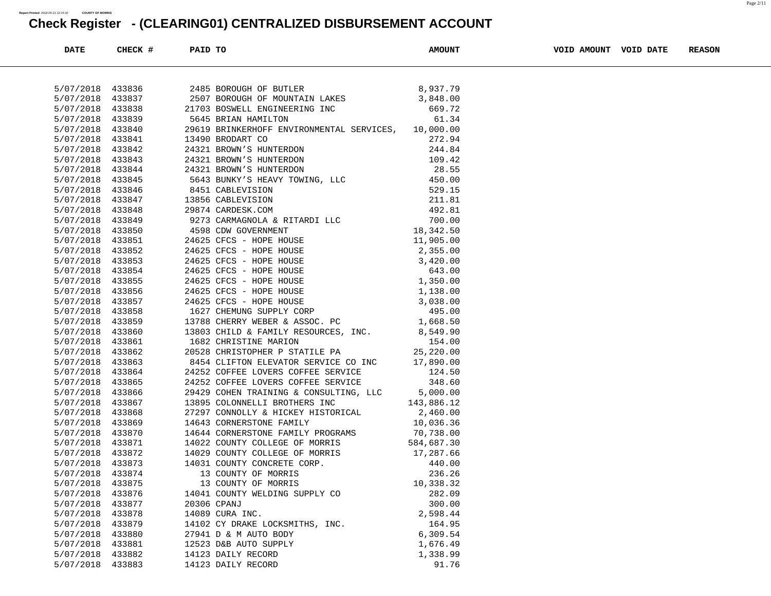# Check Register - (CLEARING01) CENTRALIZED DISBURSEMENT ACCOUNT

| DATE | CHECK # | PAID TO | AMOUNT | VOID AMOUNT | VOID DATE | REASON |
|---|---|---|---|---|---|---|
| 5/07/2018 | 433836 | 2485 BOROUGH OF BUTLER | 8,937.79 | | | |
| 5/07/2018 | 433837 | 2507 BOROUGH OF MOUNTAIN LAKES | 3,848.00 | | | |
| 5/07/2018 | 433838 | 21703 BOSWELL ENGINEERING INC | 669.72 | | | |
| 5/07/2018 | 433839 | 5645 BRIAN HAMILTON | 61.34 | | | |
| 5/07/2018 | 433840 | 29619 BRINKERHOFF ENVIRONMENTAL SERVICES, | 10,000.00 | | | |
| 5/07/2018 | 433841 | 13490 BRODART CO | 272.94 | | | |
| 5/07/2018 | 433842 | 24321 BROWN'S HUNTERDON | 244.84 | | | |
| 5/07/2018 | 433843 | 24321 BROWN'S HUNTERDON | 109.42 | | | |
| 5/07/2018 | 433844 | 24321 BROWN'S HUNTERDON | 28.55 | | | |
| 5/07/2018 | 433845 | 5643 BUNKY'S HEAVY TOWING, LLC | 450.00 | | | |
| 5/07/2018 | 433846 | 8451 CABLEVISION | 529.15 | | | |
| 5/07/2018 | 433847 | 13856 CABLEVISION | 211.81 | | | |
| 5/07/2018 | 433848 | 29874 CARDESK.COM | 492.81 | | | |
| 5/07/2018 | 433849 | 9273 CARMAGNOLA & RITARDI LLC | 700.00 | | | |
| 5/07/2018 | 433850 | 4598 CDW GOVERNMENT | 18,342.50 | | | |
| 5/07/2018 | 433851 | 24625 CFCS - HOPE HOUSE | 11,905.00 | | | |
| 5/07/2018 | 433852 | 24625 CFCS - HOPE HOUSE | 2,355.00 | | | |
| 5/07/2018 | 433853 | 24625 CFCS - HOPE HOUSE | 3,420.00 | | | |
| 5/07/2018 | 433854 | 24625 CFCS - HOPE HOUSE | 643.00 | | | |
| 5/07/2018 | 433855 | 24625 CFCS - HOPE HOUSE | 1,350.00 | | | |
| 5/07/2018 | 433856 | 24625 CFCS - HOPE HOUSE | 1,138.00 | | | |
| 5/07/2018 | 433857 | 24625 CFCS - HOPE HOUSE | 3,038.00 | | | |
| 5/07/2018 | 433858 | 1627 CHEMUNG SUPPLY CORP | 495.00 | | | |
| 5/07/2018 | 433859 | 13788 CHERRY WEBER & ASSOC. PC | 1,668.50 | | | |
| 5/07/2018 | 433860 | 13803 CHILD & FAMILY RESOURCES, INC. | 8,549.90 | | | |
| 5/07/2018 | 433861 | 1682 CHRISTINE MARION | 154.00 | | | |
| 5/07/2018 | 433862 | 20528 CHRISTOPHER P STATILE PA | 25,220.00 | | | |
| 5/07/2018 | 433863 | 8454 CLIFTON ELEVATOR SERVICE CO INC | 17,890.00 | | | |
| 5/07/2018 | 433864 | 24252 COFFEE LOVERS COFFEE SERVICE | 124.50 | | | |
| 5/07/2018 | 433865 | 24252 COFFEE LOVERS COFFEE SERVICE | 348.60 | | | |
| 5/07/2018 | 433866 | 29429 COHEN TRAINING & CONSULTING, LLC | 5,000.00 | | | |
| 5/07/2018 | 433867 | 13895 COLONNELLI BROTHERS INC | 143,886.12 | | | |
| 5/07/2018 | 433868 | 27297 CONNOLLY & HICKEY HISTORICAL | 2,460.00 | | | |
| 5/07/2018 | 433869 | 14643 CORNERSTONE FAMILY | 10,036.36 | | | |
| 5/07/2018 | 433870 | 14644 CORNERSTONE FAMILY PROGRAMS | 70,738.00 | | | |
| 5/07/2018 | 433871 | 14022 COUNTY COLLEGE OF MORRIS | 584,687.30 | | | |
| 5/07/2018 | 433872 | 14029 COUNTY COLLEGE OF MORRIS | 17,287.66 | | | |
| 5/07/2018 | 433873 | 14031 COUNTY CONCRETE CORP. | 440.00 | | | |
| 5/07/2018 | 433874 | 13 COUNTY OF MORRIS | 236.26 | | | |
| 5/07/2018 | 433875 | 13 COUNTY OF MORRIS | 10,338.32 | | | |
| 5/07/2018 | 433876 | 14041 COUNTY WELDING SUPPLY CO | 282.09 | | | |
| 5/07/2018 | 433877 | 20306 CPANJ | 300.00 | | | |
| 5/07/2018 | 433878 | 14089 CURA INC. | 2,598.44 | | | |
| 5/07/2018 | 433879 | 14102 CY DRAKE LOCKSMITHS, INC. | 164.95 | | | |
| 5/07/2018 | 433880 | 27941 D & M AUTO BODY | 6,309.54 | | | |
| 5/07/2018 | 433881 | 12523 D&B AUTO SUPPLY | 1,676.49 | | | |
| 5/07/2018 | 433882 | 14123 DAILY RECORD | 1,338.99 | | | |
| 5/07/2018 | 433883 | 14123 DAILY RECORD | 91.76 | | | |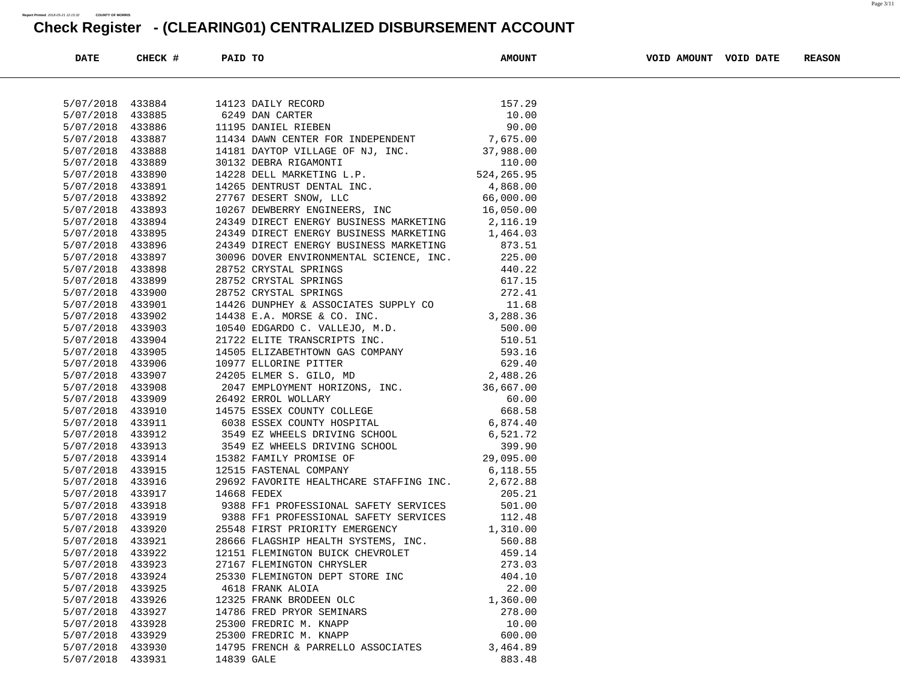# Check Register - (CLEARING01) CENTRALIZED DISBURSEMENT ACCOUNT

| DATE | CHECK # | PAID TO | AMOUNT | VOID AMOUNT | VOID DATE | REASON |
|---|---|---|---|---|---|---|
| 5/07/2018 | 433884 | 14123 DAILY RECORD | 157.29 | | | |
| 5/07/2018 | 433885 | 6249 DAN CARTER | 10.00 | | | |
| 5/07/2018 | 433886 | 11195 DANIEL RIEBEN | 90.00 | | | |
| 5/07/2018 | 433887 | 11434 DAWN CENTER FOR INDEPENDENT | 7,675.00 | | | |
| 5/07/2018 | 433888 | 14181 DAYTOP VILLAGE OF NJ, INC. | 37,988.00 | | | |
| 5/07/2018 | 433889 | 30132 DEBRA RIGAMONTI | 110.00 | | | |
| 5/07/2018 | 433890 | 14228 DELL MARKETING L.P. | 524,265.95 | | | |
| 5/07/2018 | 433891 | 14265 DENTRUST DENTAL INC. | 4,868.00 | | | |
| 5/07/2018 | 433892 | 27767 DESERT SNOW, LLC | 66,000.00 | | | |
| 5/07/2018 | 433893 | 10267 DEWBERRY ENGINEERS, INC | 16,050.00 | | | |
| 5/07/2018 | 433894 | 24349 DIRECT ENERGY BUSINESS MARKETING | 2,116.19 | | | |
| 5/07/2018 | 433895 | 24349 DIRECT ENERGY BUSINESS MARKETING | 1,464.03 | | | |
| 5/07/2018 | 433896 | 24349 DIRECT ENERGY BUSINESS MARKETING | 873.51 | | | |
| 5/07/2018 | 433897 | 30096 DOVER ENVIRONMENTAL SCIENCE, INC. | 225.00 | | | |
| 5/07/2018 | 433898 | 28752 CRYSTAL SPRINGS | 440.22 | | | |
| 5/07/2018 | 433899 | 28752 CRYSTAL SPRINGS | 617.15 | | | |
| 5/07/2018 | 433900 | 28752 CRYSTAL SPRINGS | 272.41 | | | |
| 5/07/2018 | 433901 | 14426 DUNPHEY & ASSOCIATES SUPPLY CO | 11.68 | | | |
| 5/07/2018 | 433902 | 14438 E.A. MORSE & CO. INC. | 3,288.36 | | | |
| 5/07/2018 | 433903 | 10540 EDGARDO C. VALLEJO, M.D. | 500.00 | | | |
| 5/07/2018 | 433904 | 21722 ELITE TRANSCRIPTS INC. | 510.51 | | | |
| 5/07/2018 | 433905 | 14505 ELIZABETHTOWN GAS COMPANY | 593.16 | | | |
| 5/07/2018 | 433906 | 10977 ELLORINE PITTER | 629.40 | | | |
| 5/07/2018 | 433907 | 24205 ELMER S. GILO, MD | 2,488.26 | | | |
| 5/07/2018 | 433908 | 2047 EMPLOYMENT HORIZONS, INC. | 36,667.00 | | | |
| 5/07/2018 | 433909 | 26492 ERROL WOLLARY | 60.00 | | | |
| 5/07/2018 | 433910 | 14575 ESSEX COUNTY COLLEGE | 668.58 | | | |
| 5/07/2018 | 433911 | 6038 ESSEX COUNTY HOSPITAL | 6,874.40 | | | |
| 5/07/2018 | 433912 | 3549 EZ WHEELS DRIVING SCHOOL | 6,521.72 | | | |
| 5/07/2018 | 433913 | 3549 EZ WHEELS DRIVING SCHOOL | 399.90 | | | |
| 5/07/2018 | 433914 | 15382 FAMILY PROMISE OF | 29,095.00 | | | |
| 5/07/2018 | 433915 | 12515 FASTENAL COMPANY | 6,118.55 | | | |
| 5/07/2018 | 433916 | 29692 FAVORITE HEALTHCARE STAFFING INC. | 2,672.88 | | | |
| 5/07/2018 | 433917 | 14668 FEDEX | 205.21 | | | |
| 5/07/2018 | 433918 | 9388 FF1 PROFESSIONAL SAFETY SERVICES | 501.00 | | | |
| 5/07/2018 | 433919 | 9388 FF1 PROFESSIONAL SAFETY SERVICES | 112.48 | | | |
| 5/07/2018 | 433920 | 25548 FIRST PRIORITY EMERGENCY | 1,310.00 | | | |
| 5/07/2018 | 433921 | 28666 FLAGSHIP HEALTH SYSTEMS, INC. | 560.88 | | | |
| 5/07/2018 | 433922 | 12151 FLEMINGTON BUICK CHEVROLET | 459.14 | | | |
| 5/07/2018 | 433923 | 27167 FLEMINGTON CHRYSLER | 273.03 | | | |
| 5/07/2018 | 433924 | 25330 FLEMINGTON DEPT STORE INC | 404.10 | | | |
| 5/07/2018 | 433925 | 4618 FRANK ALOIA | 22.00 | | | |
| 5/07/2018 | 433926 | 12325 FRANK BRODEEN OLC | 1,360.00 | | | |
| 5/07/2018 | 433927 | 14786 FRED PRYOR SEMINARS | 278.00 | | | |
| 5/07/2018 | 433928 | 25300 FREDRIC M. KNAPP | 10.00 | | | |
| 5/07/2018 | 433929 | 25300 FREDRIC M. KNAPP | 600.00 | | | |
| 5/07/2018 | 433930 | 14795 FRENCH & PARRELLO ASSOCIATES | 3,464.89 | | | |
| 5/07/2018 | 433931 | 14839 GALE | 883.48 | | | |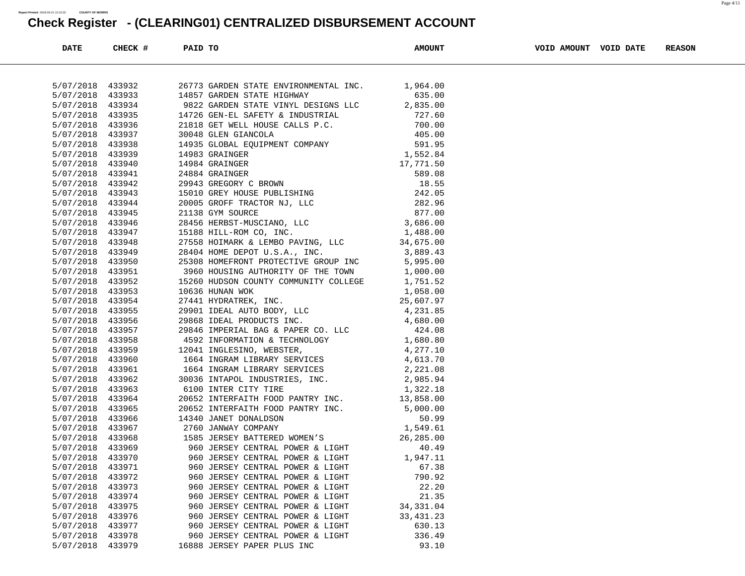Report Printed 2018-05-21 12:15:32 COUNTY OF MORRIS

# Check Register - (CLEARING01) CENTRALIZED DISBURSEMENT ACCOUNT

| DATE | CHECK # | PAID TO | AMOUNT | VOID AMOUNT | VOID DATE | REASON |
|---|---|---|---|---|---|---|
| 5/07/2018 | 433932 | 26773 GARDEN STATE ENVIRONMENTAL INC. | 1,964.00 | | | |
| 5/07/2018 | 433933 | 14857 GARDEN STATE HIGHWAY | 635.00 | | | |
| 5/07/2018 | 433934 | 9822 GARDEN STATE VINYL DESIGNS LLC | 2,835.00 | | | |
| 5/07/2018 | 433935 | 14726 GEN-EL SAFETY & INDUSTRIAL | 727.60 | | | |
| 5/07/2018 | 433936 | 21818 GET WELL HOUSE CALLS P.C. | 700.00 | | | |
| 5/07/2018 | 433937 | 30048 GLEN GIANCOLA | 405.00 | | | |
| 5/07/2018 | 433938 | 14935 GLOBAL EQUIPMENT COMPANY | 591.95 | | | |
| 5/07/2018 | 433939 | 14983 GRAINGER | 1,552.84 | | | |
| 5/07/2018 | 433940 | 14984 GRAINGER | 17,771.50 | | | |
| 5/07/2018 | 433941 | 24884 GRAINGER | 589.08 | | | |
| 5/07/2018 | 433942 | 29943 GREGORY C BROWN | 18.55 | | | |
| 5/07/2018 | 433943 | 15010 GREY HOUSE PUBLISHING | 242.05 | | | |
| 5/07/2018 | 433944 | 20005 GROFF TRACTOR NJ, LLC | 282.96 | | | |
| 5/07/2018 | 433945 | 21138 GYM SOURCE | 877.00 | | | |
| 5/07/2018 | 433946 | 28456 HERBST-MUSCIANO, LLC | 3,686.00 | | | |
| 5/07/2018 | 433947 | 15188 HILL-ROM CO, INC. | 1,488.00 | | | |
| 5/07/2018 | 433948 | 27558 HOIMARK & LEMBO PAVING, LLC | 34,675.00 | | | |
| 5/07/2018 | 433949 | 28404 HOME DEPOT U.S.A., INC. | 3,889.43 | | | |
| 5/07/2018 | 433950 | 25308 HOMEFRONT PROTECTIVE GROUP INC | 5,995.00 | | | |
| 5/07/2018 | 433951 | 3960 HOUSING AUTHORITY OF THE TOWN | 1,000.00 | | | |
| 5/07/2018 | 433952 | 15260 HUDSON COUNTY COMMUNITY COLLEGE | 1,751.52 | | | |
| 5/07/2018 | 433953 | 10636 HUNAN WOK | 1,058.00 | | | |
| 5/07/2018 | 433954 | 27441 HYDRATREK, INC. | 25,607.97 | | | |
| 5/07/2018 | 433955 | 29901 IDEAL AUTO BODY, LLC | 4,231.85 | | | |
| 5/07/2018 | 433956 | 29868 IDEAL PRODUCTS INC. | 4,680.00 | | | |
| 5/07/2018 | 433957 | 29846 IMPERIAL BAG & PAPER CO. LLC | 424.08 | | | |
| 5/07/2018 | 433958 | 4592 INFORMATION & TECHNOLOGY | 1,680.80 | | | |
| 5/07/2018 | 433959 | 12041 INGLESINO, WEBSTER, | 4,277.10 | | | |
| 5/07/2018 | 433960 | 1664 INGRAM LIBRARY SERVICES | 4,613.70 | | | |
| 5/07/2018 | 433961 | 1664 INGRAM LIBRARY SERVICES | 2,221.08 | | | |
| 5/07/2018 | 433962 | 30036 INTAPOL INDUSTRIES, INC. | 2,985.94 | | | |
| 5/07/2018 | 433963 | 6100 INTER CITY TIRE | 1,322.18 | | | |
| 5/07/2018 | 433964 | 20652 INTERFAITH FOOD PANTRY INC. | 13,858.00 | | | |
| 5/07/2018 | 433965 | 20652 INTERFAITH FOOD PANTRY INC. | 5,000.00 | | | |
| 5/07/2018 | 433966 | 14340 JANET DONALDSON | 50.99 | | | |
| 5/07/2018 | 433967 | 2760 JANWAY COMPANY | 1,549.61 | | | |
| 5/07/2018 | 433968 | 1585 JERSEY BATTERED WOMEN'S | 26,285.00 | | | |
| 5/07/2018 | 433969 | 960 JERSEY CENTRAL POWER & LIGHT | 40.49 | | | |
| 5/07/2018 | 433970 | 960 JERSEY CENTRAL POWER & LIGHT | 1,947.11 | | | |
| 5/07/2018 | 433971 | 960 JERSEY CENTRAL POWER & LIGHT | 67.38 | | | |
| 5/07/2018 | 433972 | 960 JERSEY CENTRAL POWER & LIGHT | 790.92 | | | |
| 5/07/2018 | 433973 | 960 JERSEY CENTRAL POWER & LIGHT | 22.20 | | | |
| 5/07/2018 | 433974 | 960 JERSEY CENTRAL POWER & LIGHT | 21.35 | | | |
| 5/07/2018 | 433975 | 960 JERSEY CENTRAL POWER & LIGHT | 34,331.04 | | | |
| 5/07/2018 | 433976 | 960 JERSEY CENTRAL POWER & LIGHT | 33,431.23 | | | |
| 5/07/2018 | 433977 | 960 JERSEY CENTRAL POWER & LIGHT | 630.13 | | | |
| 5/07/2018 | 433978 | 960 JERSEY CENTRAL POWER & LIGHT | 336.49 | | | |
| 5/07/2018 | 433979 | 16888 JERSEY PAPER PLUS INC | 93.10 | | | |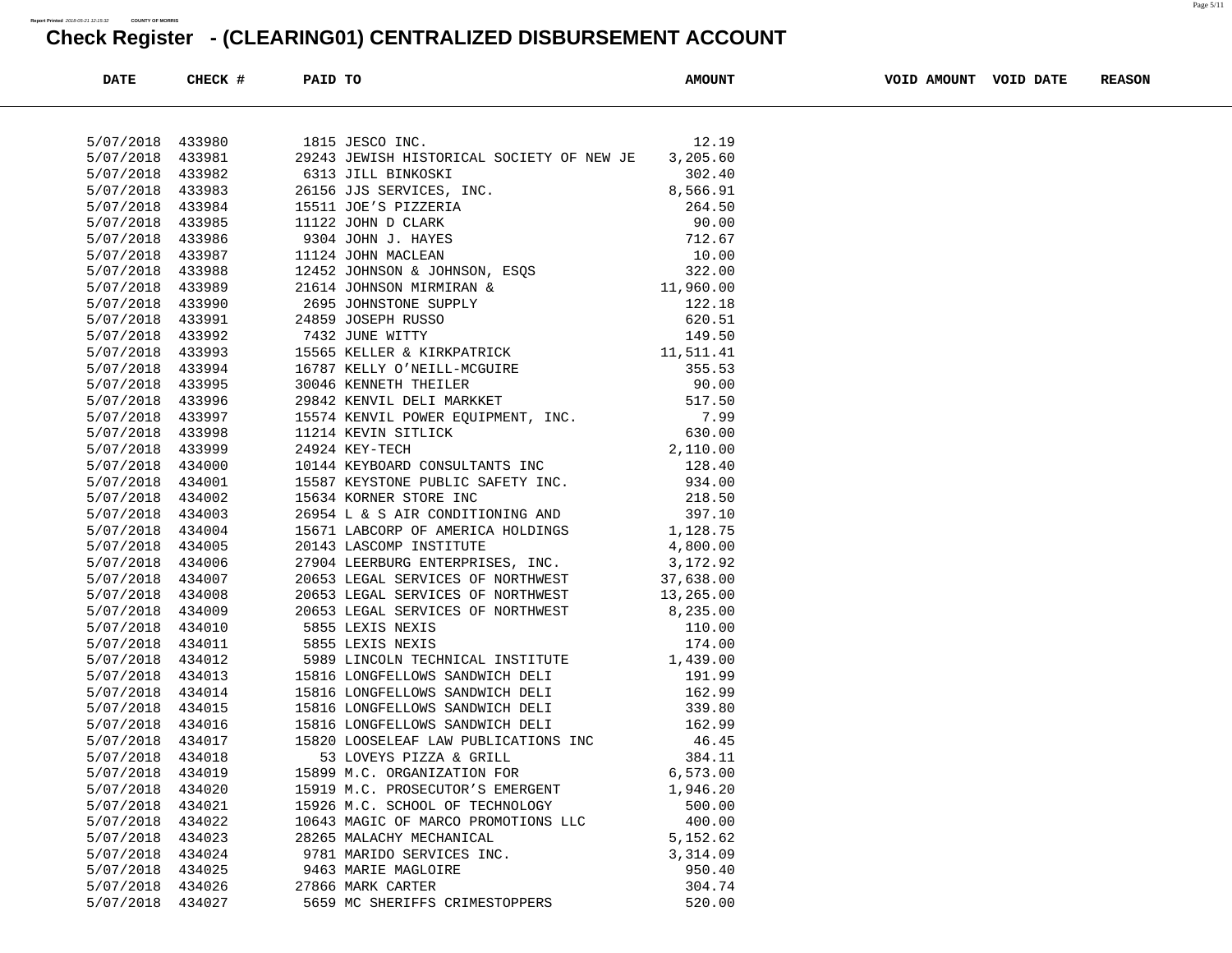Report Printed 2018-05-21 12:15:32 COUNTY OF MORRIS

# Check Register - (CLEARING01) CENTRALIZED DISBURSEMENT ACCOUNT

| DATE | CHECK # | PAID TO | AMOUNT | VOID AMOUNT | VOID DATE | REASON |
|---|---|---|---|---|---|---|
| 5/07/2018 | 433980 | 1815 JESCO INC. | 12.19 | | | |
| 5/07/2018 | 433981 | 29243 JEWISH HISTORICAL SOCIETY OF NEW JE | 3,205.60 | | | |
| 5/07/2018 | 433982 | 6313 JILL BINKOSKI | 302.40 | | | |
| 5/07/2018 | 433983 | 26156 JJS SERVICES, INC. | 8,566.91 | | | |
| 5/07/2018 | 433984 | 15511 JOE'S PIZZERIA | 264.50 | | | |
| 5/07/2018 | 433985 | 11122 JOHN D CLARK | 90.00 | | | |
| 5/07/2018 | 433986 | 9304 JOHN J. HAYES | 712.67 | | | |
| 5/07/2018 | 433987 | 11124 JOHN MACLEAN | 10.00 | | | |
| 5/07/2018 | 433988 | 12452 JOHNSON & JOHNSON, ESQS | 322.00 | | | |
| 5/07/2018 | 433989 | 21614 JOHNSON MIRMIRAN & | 11,960.00 | | | |
| 5/07/2018 | 433990 | 2695 JOHNSTONE SUPPLY | 122.18 | | | |
| 5/07/2018 | 433991 | 24859 JOSEPH RUSSO | 620.51 | | | |
| 5/07/2018 | 433992 | 7432 JUNE WITTY | 149.50 | | | |
| 5/07/2018 | 433993 | 15565 KELLER & KIRKPATRICK | 11,511.41 | | | |
| 5/07/2018 | 433994 | 16787 KELLY O'NEILL-MCGUIRE | 355.53 | | | |
| 5/07/2018 | 433995 | 30046 KENNETH THEILER | 90.00 | | | |
| 5/07/2018 | 433996 | 29842 KENVIL DELI MARKKET | 517.50 | | | |
| 5/07/2018 | 433997 | 15574 KENVIL POWER EQUIPMENT, INC. | 7.99 | | | |
| 5/07/2018 | 433998 | 11214 KEVIN SITLICK | 630.00 | | | |
| 5/07/2018 | 433999 | 24924 KEY-TECH | 2,110.00 | | | |
| 5/07/2018 | 434000 | 10144 KEYBOARD CONSULTANTS INC | 128.40 | | | |
| 5/07/2018 | 434001 | 15587 KEYSTONE PUBLIC SAFETY INC. | 934.00 | | | |
| 5/07/2018 | 434002 | 15634 KORNER STORE INC | 218.50 | | | |
| 5/07/2018 | 434003 | 26954 L & S AIR CONDITIONING AND | 397.10 | | | |
| 5/07/2018 | 434004 | 15671 LABCORP OF AMERICA HOLDINGS | 1,128.75 | | | |
| 5/07/2018 | 434005 | 20143 LASCOMP INSTITUTE | 4,800.00 | | | |
| 5/07/2018 | 434006 | 27904 LEERBURG ENTERPRISES, INC. | 3,172.92 | | | |
| 5/07/2018 | 434007 | 20653 LEGAL SERVICES OF NORTHWEST | 37,638.00 | | | |
| 5/07/2018 | 434008 | 20653 LEGAL SERVICES OF NORTHWEST | 13,265.00 | | | |
| 5/07/2018 | 434009 | 20653 LEGAL SERVICES OF NORTHWEST | 8,235.00 | | | |
| 5/07/2018 | 434010 | 5855 LEXIS NEXIS | 110.00 | | | |
| 5/07/2018 | 434011 | 5855 LEXIS NEXIS | 174.00 | | | |
| 5/07/2018 | 434012 | 5989 LINCOLN TECHNICAL INSTITUTE | 1,439.00 | | | |
| 5/07/2018 | 434013 | 15816 LONGFELLOWS SANDWICH DELI | 191.99 | | | |
| 5/07/2018 | 434014 | 15816 LONGFELLOWS SANDWICH DELI | 162.99 | | | |
| 5/07/2018 | 434015 | 15816 LONGFELLOWS SANDWICH DELI | 339.80 | | | |
| 5/07/2018 | 434016 | 15816 LONGFELLOWS SANDWICH DELI | 162.99 | | | |
| 5/07/2018 | 434017 | 15820 LOOSELEAF LAW PUBLICATIONS INC | 46.45 | | | |
| 5/07/2018 | 434018 | 53 LOVEYS PIZZA & GRILL | 384.11 | | | |
| 5/07/2018 | 434019 | 15899 M.C. ORGANIZATION FOR | 6,573.00 | | | |
| 5/07/2018 | 434020 | 15919 M.C. PROSECUTOR'S EMERGENT | 1,946.20 | | | |
| 5/07/2018 | 434021 | 15926 M.C. SCHOOL OF TECHNOLOGY | 500.00 | | | |
| 5/07/2018 | 434022 | 10643 MAGIC OF MARCO PROMOTIONS LLC | 400.00 | | | |
| 5/07/2018 | 434023 | 28265 MALACHY MECHANICAL | 5,152.62 | | | |
| 5/07/2018 | 434024 | 9781 MARIDO SERVICES INC. | 3,314.09 | | | |
| 5/07/2018 | 434025 | 9463 MARIE MAGLOIRE | 950.40 | | | |
| 5/07/2018 | 434026 | 27866 MARK CARTER | 304.74 | | | |
| 5/07/2018 | 434027 | 5659 MC SHERIFFS CRIMESTOPPERS | 520.00 | | | |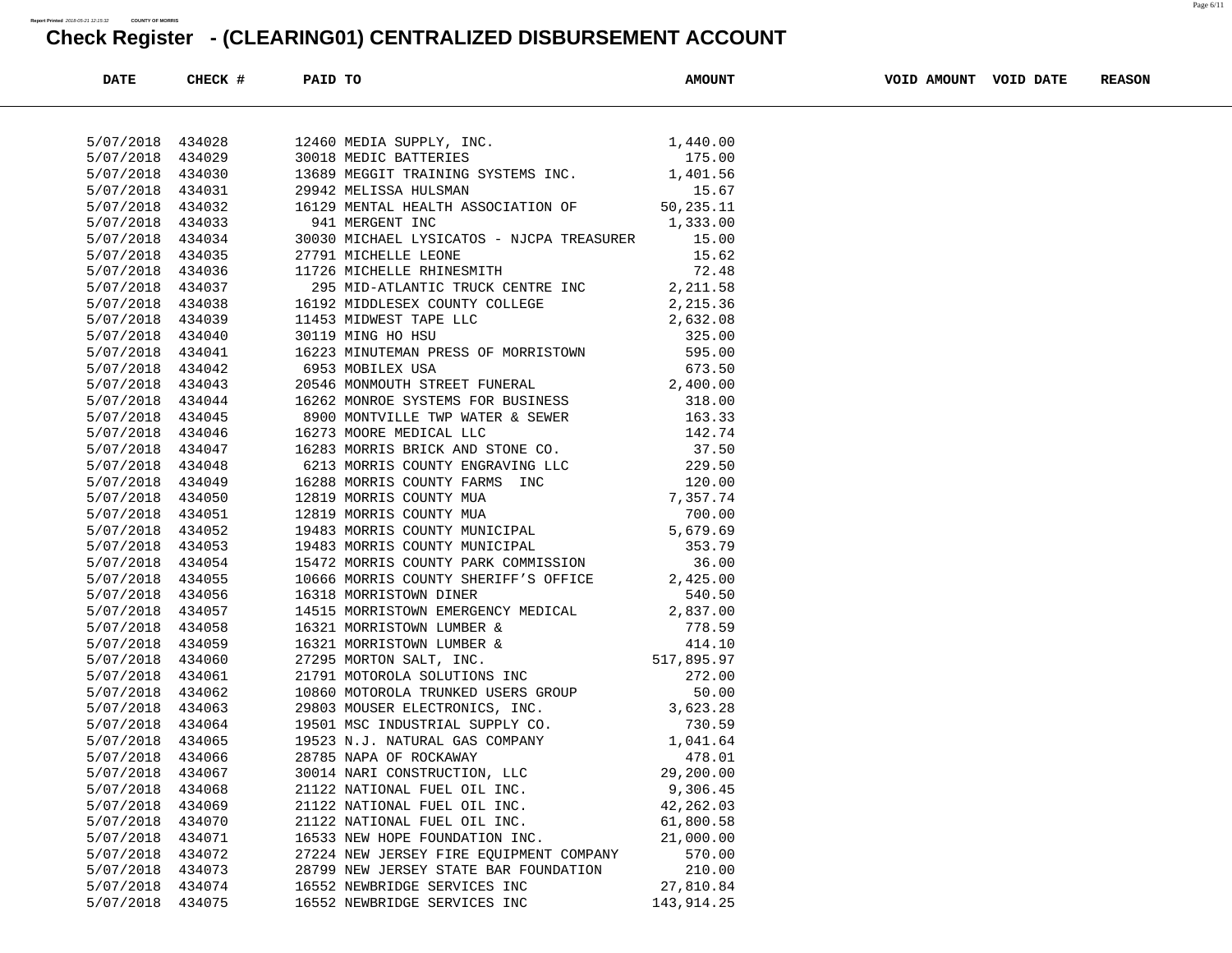# Check Register - (CLEARING01) CENTRALIZED DISBURSEMENT ACCOUNT

| DATE | CHECK # | PAID TO | AMOUNT | VOID AMOUNT | VOID DATE | REASON |
|---|---|---|---|---|---|---|
| 5/07/2018 | 434028 | 12460 MEDIA SUPPLY, INC. | 1,440.00 | | | |
| 5/07/2018 | 434029 | 30018 MEDIC BATTERIES | 175.00 | | | |
| 5/07/2018 | 434030 | 13689 MEGGIT TRAINING SYSTEMS INC. | 1,401.56 | | | |
| 5/07/2018 | 434031 | 29942 MELISSA HULSMAN | 15.67 | | | |
| 5/07/2018 | 434032 | 16129 MENTAL HEALTH ASSOCIATION OF | 50,235.11 | | | |
| 5/07/2018 | 434033 | 941 MERGENT INC | 1,333.00 | | | |
| 5/07/2018 | 434034 | 30030 MICHAEL LYSICATOS - NJCPA TREASURER | 15.00 | | | |
| 5/07/2018 | 434035 | 27791 MICHELLE LEONE | 15.62 | | | |
| 5/07/2018 | 434036 | 11726 MICHELLE RHINESMITH | 72.48 | | | |
| 5/07/2018 | 434037 | 295 MID-ATLANTIC TRUCK CENTRE INC | 2,211.58 | | | |
| 5/07/2018 | 434038 | 16192 MIDDLESEX COUNTY COLLEGE | 2,215.36 | | | |
| 5/07/2018 | 434039 | 11453 MIDWEST TAPE LLC | 2,632.08 | | | |
| 5/07/2018 | 434040 | 30119 MING HO HSU | 325.00 | | | |
| 5/07/2018 | 434041 | 16223 MINUTEMAN PRESS OF MORRISTOWN | 595.00 | | | |
| 5/07/2018 | 434042 | 6953 MOBILEX USA | 673.50 | | | |
| 5/07/2018 | 434043 | 20546 MONMOUTH STREET FUNERAL | 2,400.00 | | | |
| 5/07/2018 | 434044 | 16262 MONROE SYSTEMS FOR BUSINESS | 318.00 | | | |
| 5/07/2018 | 434045 | 8900 MONTVILLE TWP WATER & SEWER | 163.33 | | | |
| 5/07/2018 | 434046 | 16273 MOORE MEDICAL LLC | 142.74 | | | |
| 5/07/2018 | 434047 | 16283 MORRIS BRICK AND STONE CO. | 37.50 | | | |
| 5/07/2018 | 434048 | 6213 MORRIS COUNTY ENGRAVING LLC | 229.50 | | | |
| 5/07/2018 | 434049 | 16288 MORRIS COUNTY FARMS INC | 120.00 | | | |
| 5/07/2018 | 434050 | 12819 MORRIS COUNTY MUA | 7,357.74 | | | |
| 5/07/2018 | 434051 | 12819 MORRIS COUNTY MUA | 700.00 | | | |
| 5/07/2018 | 434052 | 19483 MORRIS COUNTY MUNICIPAL | 5,679.69 | | | |
| 5/07/2018 | 434053 | 19483 MORRIS COUNTY MUNICIPAL | 353.79 | | | |
| 5/07/2018 | 434054 | 15472 MORRIS COUNTY PARK COMMISSION | 36.00 | | | |
| 5/07/2018 | 434055 | 10666 MORRIS COUNTY SHERIFF'S OFFICE | 2,425.00 | | | |
| 5/07/2018 | 434056 | 16318 MORRISTOWN DINER | 540.50 | | | |
| 5/07/2018 | 434057 | 14515 MORRISTOWN EMERGENCY MEDICAL | 2,837.00 | | | |
| 5/07/2018 | 434058 | 16321 MORRISTOWN LUMBER & | 778.59 | | | |
| 5/07/2018 | 434059 | 16321 MORRISTOWN LUMBER & | 414.10 | | | |
| 5/07/2018 | 434060 | 27295 MORTON SALT, INC. | 517,895.97 | | | |
| 5/07/2018 | 434061 | 21791 MOTOROLA SOLUTIONS INC | 272.00 | | | |
| 5/07/2018 | 434062 | 10860 MOTOROLA TRUNKED USERS GROUP | 50.00 | | | |
| 5/07/2018 | 434063 | 29803 MOUSER ELECTRONICS, INC. | 3,623.28 | | | |
| 5/07/2018 | 434064 | 19501 MSC INDUSTRIAL SUPPLY CO. | 730.59 | | | |
| 5/07/2018 | 434065 | 19523 N.J. NATURAL GAS COMPANY | 1,041.64 | | | |
| 5/07/2018 | 434066 | 28785 NAPA OF ROCKAWAY | 478.01 | | | |
| 5/07/2018 | 434067 | 30014 NARI CONSTRUCTION, LLC | 29,200.00 | | | |
| 5/07/2018 | 434068 | 21122 NATIONAL FUEL OIL INC. | 9,306.45 | | | |
| 5/07/2018 | 434069 | 21122 NATIONAL FUEL OIL INC. | 42,262.03 | | | |
| 5/07/2018 | 434070 | 21122 NATIONAL FUEL OIL INC. | 61,800.58 | | | |
| 5/07/2018 | 434071 | 16533 NEW HOPE FOUNDATION INC. | 21,000.00 | | | |
| 5/07/2018 | 434072 | 27224 NEW JERSEY FIRE EQUIPMENT COMPANY | 570.00 | | | |
| 5/07/2018 | 434073 | 28799 NEW JERSEY STATE BAR FOUNDATION | 210.00 | | | |
| 5/07/2018 | 434074 | 16552 NEWBRIDGE SERVICES INC | 27,810.84 | | | |
| 5/07/2018 | 434075 | 16552 NEWBRIDGE SERVICES INC | 143,914.25 | | | |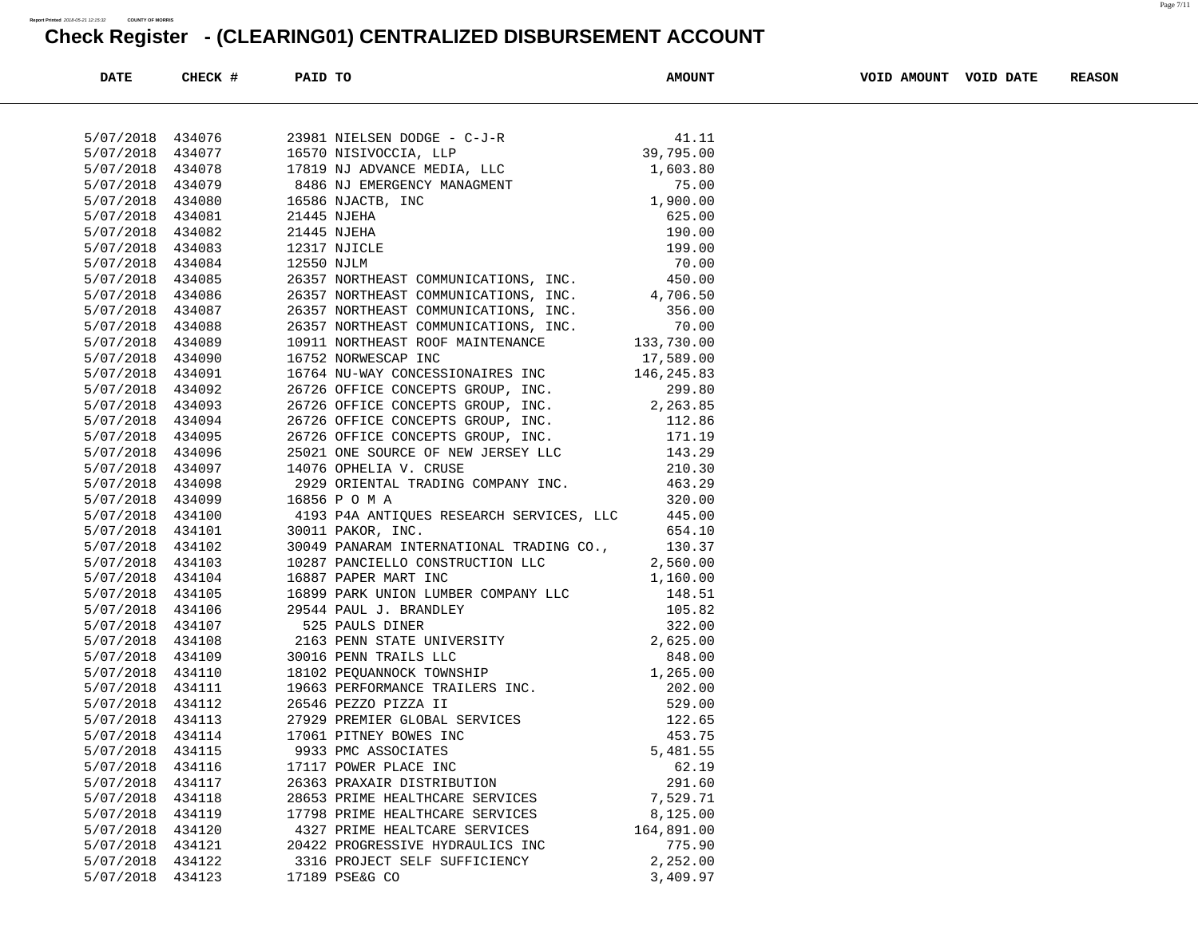Report Printed 2018-05-21 12:15:32 COUNTY OF MORRIS

# Check Register - (CLEARING01) CENTRALIZED DISBURSEMENT ACCOUNT

| DATE | CHECK # | PAID TO | AMOUNT | VOID AMOUNT | VOID DATE | REASON |
|---|---|---|---|---|---|---|
| 5/07/2018 | 434076 | 23981 NIELSEN DODGE - C-J-R | 41.11 | | | |
| 5/07/2018 | 434077 | 16570 NISIVOCCIA, LLP | 39,795.00 | | | |
| 5/07/2018 | 434078 | 17819 NJ ADVANCE MEDIA, LLC | 1,603.80 | | | |
| 5/07/2018 | 434079 | 8486 NJ EMERGENCY MANAGMENT | 75.00 | | | |
| 5/07/2018 | 434080 | 16586 NJACTB, INC | 1,900.00 | | | |
| 5/07/2018 | 434081 | 21445 NJEHA | 625.00 | | | |
| 5/07/2018 | 434082 | 21445 NJEHA | 190.00 | | | |
| 5/07/2018 | 434083 | 12317 NJICLE | 199.00 | | | |
| 5/07/2018 | 434084 | 12550 NJLM | 70.00 | | | |
| 5/07/2018 | 434085 | 26357 NORTHEAST COMMUNICATIONS, INC. | 450.00 | | | |
| 5/07/2018 | 434086 | 26357 NORTHEAST COMMUNICATIONS, INC. | 4,706.50 | | | |
| 5/07/2018 | 434087 | 26357 NORTHEAST COMMUNICATIONS, INC. | 356.00 | | | |
| 5/07/2018 | 434088 | 26357 NORTHEAST COMMUNICATIONS, INC. | 70.00 | | | |
| 5/07/2018 | 434089 | 10911 NORTHEAST ROOF MAINTENANCE | 133,730.00 | | | |
| 5/07/2018 | 434090 | 16752 NORWESCAP INC | 17,589.00 | | | |
| 5/07/2018 | 434091 | 16764 NU-WAY CONCESSIONAIRES INC | 146,245.83 | | | |
| 5/07/2018 | 434092 | 26726 OFFICE CONCEPTS GROUP, INC. | 299.80 | | | |
| 5/07/2018 | 434093 | 26726 OFFICE CONCEPTS GROUP, INC. | 2,263.85 | | | |
| 5/07/2018 | 434094 | 26726 OFFICE CONCEPTS GROUP, INC. | 112.86 | | | |
| 5/07/2018 | 434095 | 26726 OFFICE CONCEPTS GROUP, INC. | 171.19 | | | |
| 5/07/2018 | 434096 | 25021 ONE SOURCE OF NEW JERSEY LLC | 143.29 | | | |
| 5/07/2018 | 434097 | 14076 OPHELIA V. CRUSE | 210.30 | | | |
| 5/07/2018 | 434098 | 2929 ORIENTAL TRADING COMPANY INC. | 463.29 | | | |
| 5/07/2018 | 434099 | 16856 P O M A | 320.00 | | | |
| 5/07/2018 | 434100 | 4193 P4A ANTIQUES RESEARCH SERVICES, LLC | 445.00 | | | |
| 5/07/2018 | 434101 | 30011 PAKOR, INC. | 654.10 | | | |
| 5/07/2018 | 434102 | 30049 PANARAM INTERNATIONAL TRADING CO., | 130.37 | | | |
| 5/07/2018 | 434103 | 10287 PANCIELLO CONSTRUCTION LLC | 2,560.00 | | | |
| 5/07/2018 | 434104 | 16887 PAPER MART INC | 1,160.00 | | | |
| 5/07/2018 | 434105 | 16899 PARK UNION LUMBER COMPANY LLC | 148.51 | | | |
| 5/07/2018 | 434106 | 29544 PAUL J. BRANDLEY | 105.82 | | | |
| 5/07/2018 | 434107 | 525 PAULS DINER | 322.00 | | | |
| 5/07/2018 | 434108 | 2163 PENN STATE UNIVERSITY | 2,625.00 | | | |
| 5/07/2018 | 434109 | 30016 PENN TRAILS LLC | 848.00 | | | |
| 5/07/2018 | 434110 | 18102 PEQUANNOCK TOWNSHIP | 1,265.00 | | | |
| 5/07/2018 | 434111 | 19663 PERFORMANCE TRAILERS INC. | 202.00 | | | |
| 5/07/2018 | 434112 | 26546 PEZZO PIZZA II | 529.00 | | | |
| 5/07/2018 | 434113 | 27929 PREMIER GLOBAL SERVICES | 122.65 | | | |
| 5/07/2018 | 434114 | 17061 PITNEY BOWES INC | 453.75 | | | |
| 5/07/2018 | 434115 | 9933 PMC ASSOCIATES | 5,481.55 | | | |
| 5/07/2018 | 434116 | 17117 POWER PLACE INC | 62.19 | | | |
| 5/07/2018 | 434117 | 26363 PRAXAIR DISTRIBUTION | 291.60 | | | |
| 5/07/2018 | 434118 | 28653 PRIME HEALTHCARE SERVICES | 7,529.71 | | | |
| 5/07/2018 | 434119 | 17798 PRIME HEALTHCARE SERVICES | 8,125.00 | | | |
| 5/07/2018 | 434120 | 4327 PRIME HEALTCARE SERVICES | 164,891.00 | | | |
| 5/07/2018 | 434121 | 20422 PROGRESSIVE HYDRAULICS INC | 775.90 | | | |
| 5/07/2018 | 434122 | 3316 PROJECT SELF SUFFICIENCY | 2,252.00 | | | |
| 5/07/2018 | 434123 | 17189 PSE&G CO | 3,409.97 | | | |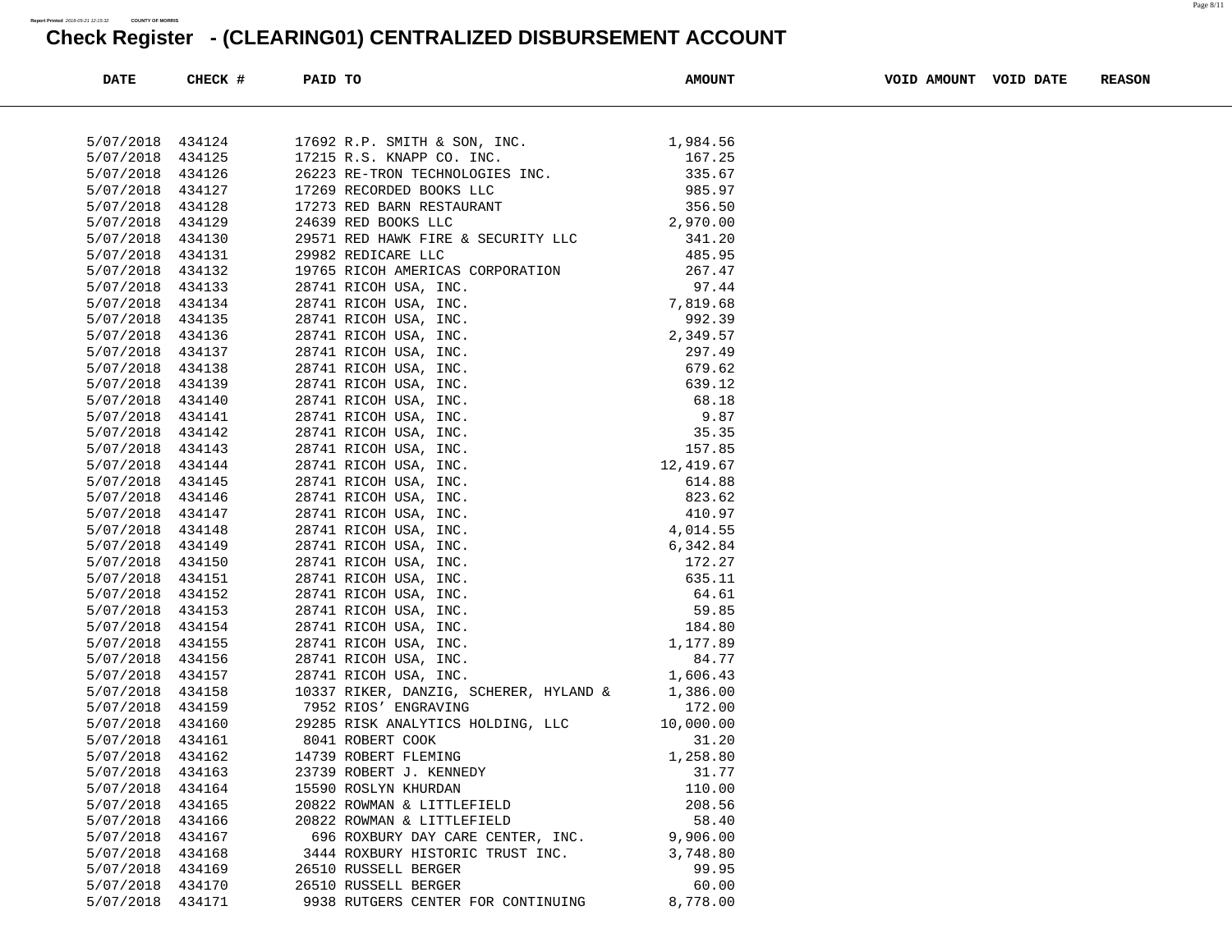# Check Register - (CLEARING01) CENTRALIZED DISBURSEMENT ACCOUNT

| DATE | CHECK # | PAID TO | AMOUNT | VOID AMOUNT | VOID DATE | REASON |
|---|---|---|---|---|---|---|
| 5/07/2018 | 434124 | 17692 R.P. SMITH & SON, INC. | 1,984.56 | | | |
| 5/07/2018 | 434125 | 17215 R.S. KNAPP CO. INC. | 167.25 | | | |
| 5/07/2018 | 434126 | 26223 RE-TRON TECHNOLOGIES INC. | 335.67 | | | |
| 5/07/2018 | 434127 | 17269 RECORDED BOOKS LLC | 985.97 | | | |
| 5/07/2018 | 434128 | 17273 RED BARN RESTAURANT | 356.50 | | | |
| 5/07/2018 | 434129 | 24639 RED BOOKS LLC | 2,970.00 | | | |
| 5/07/2018 | 434130 | 29571 RED HAWK FIRE & SECURITY LLC | 341.20 | | | |
| 5/07/2018 | 434131 | 29982 REDICARE LLC | 485.95 | | | |
| 5/07/2018 | 434132 | 19765 RICOH AMERICAS CORPORATION | 267.47 | | | |
| 5/07/2018 | 434133 | 28741 RICOH USA, INC. | 97.44 | | | |
| 5/07/2018 | 434134 | 28741 RICOH USA, INC. | 7,819.68 | | | |
| 5/07/2018 | 434135 | 28741 RICOH USA, INC. | 992.39 | | | |
| 5/07/2018 | 434136 | 28741 RICOH USA, INC. | 2,349.57 | | | |
| 5/07/2018 | 434137 | 28741 RICOH USA, INC. | 297.49 | | | |
| 5/07/2018 | 434138 | 28741 RICOH USA, INC. | 679.62 | | | |
| 5/07/2018 | 434139 | 28741 RICOH USA, INC. | 639.12 | | | |
| 5/07/2018 | 434140 | 28741 RICOH USA, INC. | 68.18 | | | |
| 5/07/2018 | 434141 | 28741 RICOH USA, INC. | 9.87 | | | |
| 5/07/2018 | 434142 | 28741 RICOH USA, INC. | 35.35 | | | |
| 5/07/2018 | 434143 | 28741 RICOH USA, INC. | 157.85 | | | |
| 5/07/2018 | 434144 | 28741 RICOH USA, INC. | 12,419.67 | | | |
| 5/07/2018 | 434145 | 28741 RICOH USA, INC. | 614.88 | | | |
| 5/07/2018 | 434146 | 28741 RICOH USA, INC. | 823.62 | | | |
| 5/07/2018 | 434147 | 28741 RICOH USA, INC. | 410.97 | | | |
| 5/07/2018 | 434148 | 28741 RICOH USA, INC. | 4,014.55 | | | |
| 5/07/2018 | 434149 | 28741 RICOH USA, INC. | 6,342.84 | | | |
| 5/07/2018 | 434150 | 28741 RICOH USA, INC. | 172.27 | | | |
| 5/07/2018 | 434151 | 28741 RICOH USA, INC. | 635.11 | | | |
| 5/07/2018 | 434152 | 28741 RICOH USA, INC. | 64.61 | | | |
| 5/07/2018 | 434153 | 28741 RICOH USA, INC. | 59.85 | | | |
| 5/07/2018 | 434154 | 28741 RICOH USA, INC. | 184.80 | | | |
| 5/07/2018 | 434155 | 28741 RICOH USA, INC. | 1,177.89 | | | |
| 5/07/2018 | 434156 | 28741 RICOH USA, INC. | 84.77 | | | |
| 5/07/2018 | 434157 | 28741 RICOH USA, INC. | 1,606.43 | | | |
| 5/07/2018 | 434158 | 10337 RIKER, DANZIG, SCHERER, HYLAND & | 1,386.00 | | | |
| 5/07/2018 | 434159 | 7952 RIOS' ENGRAVING | 172.00 | | | |
| 5/07/2018 | 434160 | 29285 RISK ANALYTICS HOLDING, LLC | 10,000.00 | | | |
| 5/07/2018 | 434161 | 8041 ROBERT COOK | 31.20 | | | |
| 5/07/2018 | 434162 | 14739 ROBERT FLEMING | 1,258.80 | | | |
| 5/07/2018 | 434163 | 23739 ROBERT J. KENNEDY | 31.77 | | | |
| 5/07/2018 | 434164 | 15590 ROSLYN KHURDAN | 110.00 | | | |
| 5/07/2018 | 434165 | 20822 ROWMAN & LITTLEFIELD | 208.56 | | | |
| 5/07/2018 | 434166 | 20822 ROWMAN & LITTLEFIELD | 58.40 | | | |
| 5/07/2018 | 434167 | 696 ROXBURY DAY CARE CENTER, INC. | 9,906.00 | | | |
| 5/07/2018 | 434168 | 3444 ROXBURY HISTORIC TRUST INC. | 3,748.80 | | | |
| 5/07/2018 | 434169 | 26510 RUSSELL BERGER | 99.95 | | | |
| 5/07/2018 | 434170 | 26510 RUSSELL BERGER | 60.00 | | | |
| 5/07/2018 | 434171 | 9938 RUTGERS CENTER FOR CONTINUING | 8,778.00 | | | |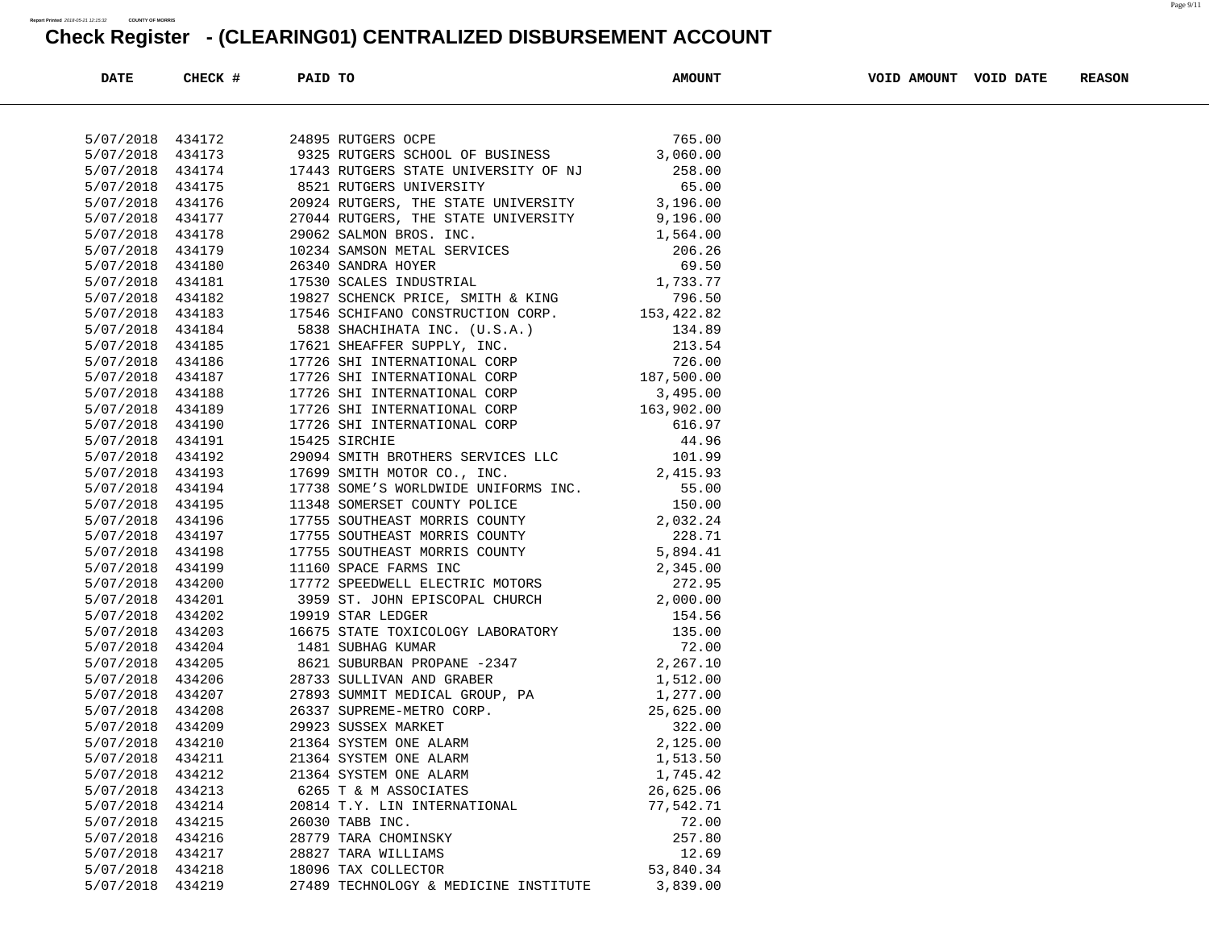Report Printed 2018-05-21 12:15:32 COUNTY OF MORRIS

# Check Register - (CLEARING01) CENTRALIZED DISBURSEMENT ACCOUNT

| DATE | CHECK # | PAID TO | AMOUNT | VOID AMOUNT | VOID DATE | REASON |
|---|---|---|---|---|---|---|
| 5/07/2018 | 434172 | 24895 RUTGERS OCPE | 765.00 | | | |
| 5/07/2018 | 434173 | 9325 RUTGERS SCHOOL OF BUSINESS | 3,060.00 | | | |
| 5/07/2018 | 434174 | 17443 RUTGERS STATE UNIVERSITY OF NJ | 258.00 | | | |
| 5/07/2018 | 434175 | 8521 RUTGERS UNIVERSITY | 65.00 | | | |
| 5/07/2018 | 434176 | 20924 RUTGERS, THE STATE UNIVERSITY | 3,196.00 | | | |
| 5/07/2018 | 434177 | 27044 RUTGERS, THE STATE UNIVERSITY | 9,196.00 | | | |
| 5/07/2018 | 434178 | 29062 SALMON BROS. INC. | 1,564.00 | | | |
| 5/07/2018 | 434179 | 10234 SAMSON METAL SERVICES | 206.26 | | | |
| 5/07/2018 | 434180 | 26340 SANDRA HOYER | 69.50 | | | |
| 5/07/2018 | 434181 | 17530 SCALES INDUSTRIAL | 1,733.77 | | | |
| 5/07/2018 | 434182 | 19827 SCHENCK PRICE, SMITH & KING | 796.50 | | | |
| 5/07/2018 | 434183 | 17546 SCHIFANO CONSTRUCTION CORP. | 153,422.82 | | | |
| 5/07/2018 | 434184 | 5838 SHACHIHATA INC. (U.S.A.) | 134.89 | | | |
| 5/07/2018 | 434185 | 17621 SHEAFFER SUPPLY, INC. | 213.54 | | | |
| 5/07/2018 | 434186 | 17726 SHI INTERNATIONAL CORP | 726.00 | | | |
| 5/07/2018 | 434187 | 17726 SHI INTERNATIONAL CORP | 187,500.00 | | | |
| 5/07/2018 | 434188 | 17726 SHI INTERNATIONAL CORP | 3,495.00 | | | |
| 5/07/2018 | 434189 | 17726 SHI INTERNATIONAL CORP | 163,902.00 | | | |
| 5/07/2018 | 434190 | 17726 SHI INTERNATIONAL CORP | 616.97 | | | |
| 5/07/2018 | 434191 | 15425 SIRCHIE | 44.96 | | | |
| 5/07/2018 | 434192 | 29094 SMITH BROTHERS SERVICES LLC | 101.99 | | | |
| 5/07/2018 | 434193 | 17699 SMITH MOTOR CO., INC. | 2,415.93 | | | |
| 5/07/2018 | 434194 | 17738 SOME'S WORLDWIDE UNIFORMS INC. | 55.00 | | | |
| 5/07/2018 | 434195 | 11348 SOMERSET COUNTY POLICE | 150.00 | | | |
| 5/07/2018 | 434196 | 17755 SOUTHEAST MORRIS COUNTY | 2,032.24 | | | |
| 5/07/2018 | 434197 | 17755 SOUTHEAST MORRIS COUNTY | 228.71 | | | |
| 5/07/2018 | 434198 | 17755 SOUTHEAST MORRIS COUNTY | 5,894.41 | | | |
| 5/07/2018 | 434199 | 11160 SPACE FARMS INC | 2,345.00 | | | |
| 5/07/2018 | 434200 | 17772 SPEEDWELL ELECTRIC MOTORS | 272.95 | | | |
| 5/07/2018 | 434201 | 3959 ST. JOHN EPISCOPAL CHURCH | 2,000.00 | | | |
| 5/07/2018 | 434202 | 19919 STAR LEDGER | 154.56 | | | |
| 5/07/2018 | 434203 | 16675 STATE TOXICOLOGY LABORATORY | 135.00 | | | |
| 5/07/2018 | 434204 | 1481 SUBHAG KUMAR | 72.00 | | | |
| 5/07/2018 | 434205 | 8621 SUBURBAN PROPANE -2347 | 2,267.10 | | | |
| 5/07/2018 | 434206 | 28733 SULLIVAN AND GRABER | 1,512.00 | | | |
| 5/07/2018 | 434207 | 27893 SUMMIT MEDICAL GROUP, PA | 1,277.00 | | | |
| 5/07/2018 | 434208 | 26337 SUPREME-METRO CORP. | 25,625.00 | | | |
| 5/07/2018 | 434209 | 29923 SUSSEX MARKET | 322.00 | | | |
| 5/07/2018 | 434210 | 21364 SYSTEM ONE ALARM | 2,125.00 | | | |
| 5/07/2018 | 434211 | 21364 SYSTEM ONE ALARM | 1,513.50 | | | |
| 5/07/2018 | 434212 | 21364 SYSTEM ONE ALARM | 1,745.42 | | | |
| 5/07/2018 | 434213 | 6265 T & M ASSOCIATES | 26,625.06 | | | |
| 5/07/2018 | 434214 | 20814 T.Y. LIN INTERNATIONAL | 77,542.71 | | | |
| 5/07/2018 | 434215 | 26030 TABB INC. | 72.00 | | | |
| 5/07/2018 | 434216 | 28779 TARA CHOMINSKY | 257.80 | | | |
| 5/07/2018 | 434217 | 28827 TARA WILLIAMS | 12.69 | | | |
| 5/07/2018 | 434218 | 18096 TAX COLLECTOR | 53,840.34 | | | |
| 5/07/2018 | 434219 | 27489 TECHNOLOGY & MEDICINE INSTITUTE | 3,839.00 | | | |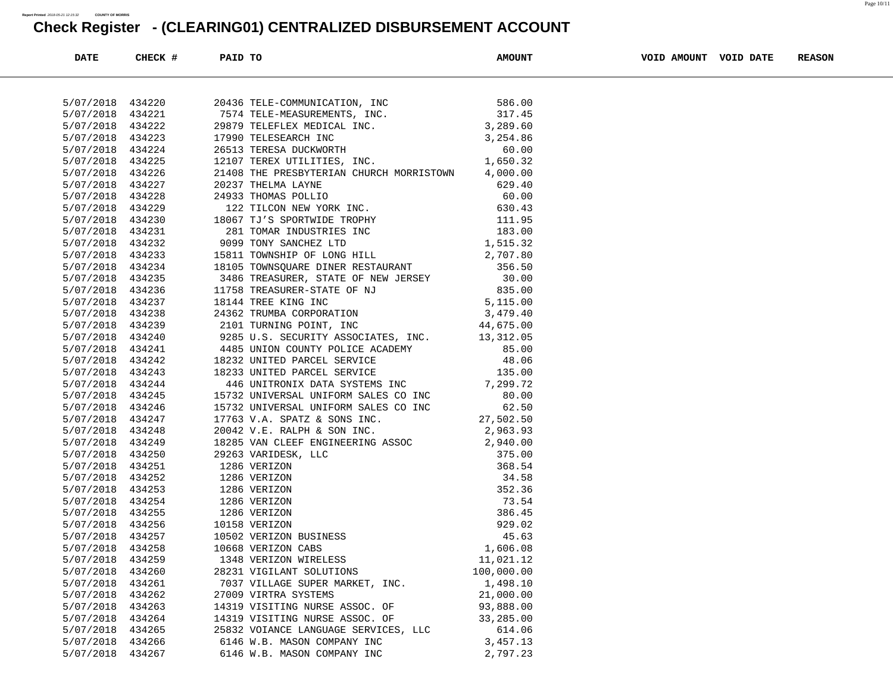# Check Register - (CLEARING01) CENTRALIZED DISBURSEMENT ACCOUNT

| DATE | CHECK # | PAID TO | AMOUNT | VOID AMOUNT | VOID DATE | REASON |
|---|---|---|---|---|---|---|
| 5/07/2018 | 434220 | 20436 TELE-COMMUNICATION, INC | 586.00 | | | |
| 5/07/2018 | 434221 | 7574 TELE-MEASUREMENTS, INC. | 317.45 | | | |
| 5/07/2018 | 434222 | 29879 TELEFLEX MEDICAL INC. | 3,289.60 | | | |
| 5/07/2018 | 434223 | 17990 TELESEARCH INC | 3,254.86 | | | |
| 5/07/2018 | 434224 | 26513 TERESA DUCKWORTH | 60.00 | | | |
| 5/07/2018 | 434225 | 12107 TEREX UTILITIES, INC. | 1,650.32 | | | |
| 5/07/2018 | 434226 | 21408 THE PRESBYTERIAN CHURCH MORRISTOWN | 4,000.00 | | | |
| 5/07/2018 | 434227 | 20237 THELMA LAYNE | 629.40 | | | |
| 5/07/2018 | 434228 | 24933 THOMAS POLLIO | 60.00 | | | |
| 5/07/2018 | 434229 | 122 TILCON NEW YORK INC. | 630.43 | | | |
| 5/07/2018 | 434230 | 18067 TJ'S SPORTWIDE TROPHY | 111.95 | | | |
| 5/07/2018 | 434231 | 281 TOMAR INDUSTRIES INC | 183.00 | | | |
| 5/07/2018 | 434232 | 9099 TONY SANCHEZ LTD | 1,515.32 | | | |
| 5/07/2018 | 434233 | 15811 TOWNSHIP OF LONG HILL | 2,707.80 | | | |
| 5/07/2018 | 434234 | 18105 TOWNSQUARE DINER RESTAURANT | 356.50 | | | |
| 5/07/2018 | 434235 | 3486 TREASURER, STATE OF NEW JERSEY | 30.00 | | | |
| 5/07/2018 | 434236 | 11758 TREASURER-STATE OF NJ | 835.00 | | | |
| 5/07/2018 | 434237 | 18144 TREE KING INC | 5,115.00 | | | |
| 5/07/2018 | 434238 | 24362 TRUMBA CORPORATION | 3,479.40 | | | |
| 5/07/2018 | 434239 | 2101 TURNING POINT, INC | 44,675.00 | | | |
| 5/07/2018 | 434240 | 9285 U.S. SECURITY ASSOCIATES, INC. | 13,312.05 | | | |
| 5/07/2018 | 434241 | 4485 UNION COUNTY POLICE ACADEMY | 85.00 | | | |
| 5/07/2018 | 434242 | 18232 UNITED PARCEL SERVICE | 48.06 | | | |
| 5/07/2018 | 434243 | 18233 UNITED PARCEL SERVICE | 135.00 | | | |
| 5/07/2018 | 434244 | 446 UNITRONIX DATA SYSTEMS INC | 7,299.72 | | | |
| 5/07/2018 | 434245 | 15732 UNIVERSAL UNIFORM SALES CO INC | 80.00 | | | |
| 5/07/2018 | 434246 | 15732 UNIVERSAL UNIFORM SALES CO INC | 62.50 | | | |
| 5/07/2018 | 434247 | 17763 V.A. SPATZ & SONS INC. | 27,502.50 | | | |
| 5/07/2018 | 434248 | 20042 V.E. RALPH & SON INC. | 2,963.93 | | | |
| 5/07/2018 | 434249 | 18285 VAN CLEEF ENGINEERING ASSOC | 2,940.00 | | | |
| 5/07/2018 | 434250 | 29263 VARIDESK, LLC | 375.00 | | | |
| 5/07/2018 | 434251 | 1286 VERIZON | 368.54 | | | |
| 5/07/2018 | 434252 | 1286 VERIZON | 34.58 | | | |
| 5/07/2018 | 434253 | 1286 VERIZON | 352.36 | | | |
| 5/07/2018 | 434254 | 1286 VERIZON | 73.54 | | | |
| 5/07/2018 | 434255 | 1286 VERIZON | 386.45 | | | |
| 5/07/2018 | 434256 | 10158 VERIZON | 929.02 | | | |
| 5/07/2018 | 434257 | 10502 VERIZON BUSINESS | 45.63 | | | |
| 5/07/2018 | 434258 | 10668 VERIZON CABS | 1,606.08 | | | |
| 5/07/2018 | 434259 | 1348 VERIZON WIRELESS | 11,021.12 | | | |
| 5/07/2018 | 434260 | 28231 VIGILANT SOLUTIONS | 100,000.00 | | | |
| 5/07/2018 | 434261 | 7037 VILLAGE SUPER MARKET, INC. | 1,498.10 | | | |
| 5/07/2018 | 434262 | 27009 VIRTRA SYSTEMS | 21,000.00 | | | |
| 5/07/2018 | 434263 | 14319 VISITING NURSE ASSOC. OF | 93,888.00 | | | |
| 5/07/2018 | 434264 | 14319 VISITING NURSE ASSOC. OF | 33,285.00 | | | |
| 5/07/2018 | 434265 | 25832 VOIANCE LANGUAGE SERVICES, LLC | 614.06 | | | |
| 5/07/2018 | 434266 | 6146 W.B. MASON COMPANY INC | 3,457.13 | | | |
| 5/07/2018 | 434267 | 6146 W.B. MASON COMPANY INC | 2,797.23 | | | |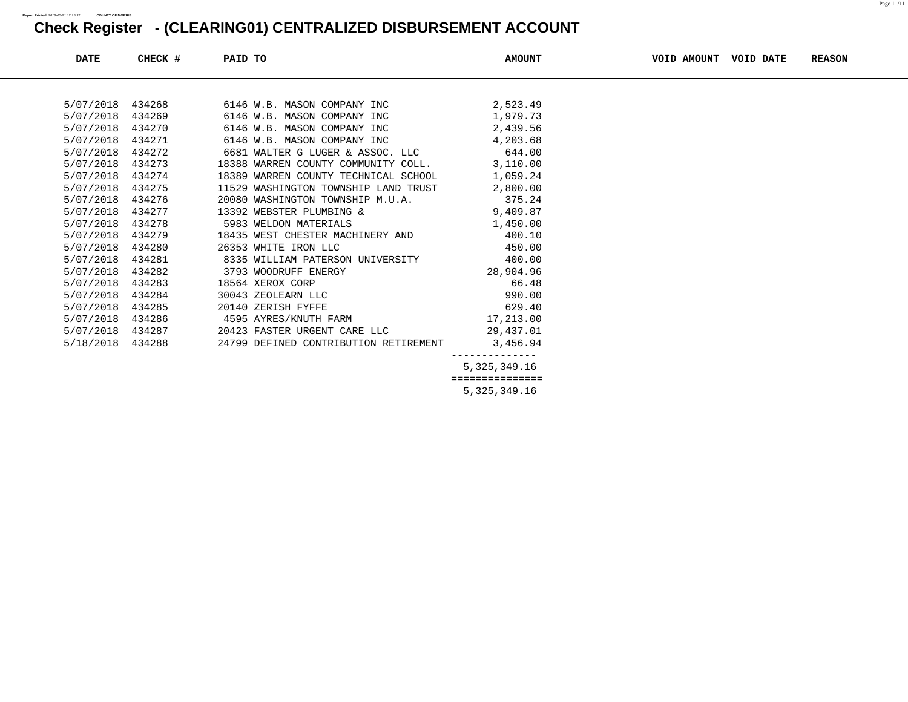Report Printed 2018-05-21 12:15:32 COUNTY OF MORRIS

# Check Register - (CLEARING01) CENTRALIZED DISBURSEMENT ACCOUNT

| DATE | CHECK # | PAID TO | AMOUNT | VOID AMOUNT | VOID DATE | REASON |
|---|---|---|---|---|---|---|
| 5/07/2018 | 434268 | 6146 W.B. MASON COMPANY INC | 2,523.49 | | | |
| 5/07/2018 | 434269 | 6146 W.B. MASON COMPANY INC | 1,979.73 | | | |
| 5/07/2018 | 434270 | 6146 W.B. MASON COMPANY INC | 2,439.56 | | | |
| 5/07/2018 | 434271 | 6146 W.B. MASON COMPANY INC | 4,203.68 | | | |
| 5/07/2018 | 434272 | 6681 WALTER G LUGER & ASSOC. LLC | 644.00 | | | |
| 5/07/2018 | 434273 | 18388 WARREN COUNTY COMMUNITY COLL. | 3,110.00 | | | |
| 5/07/2018 | 434274 | 18389 WARREN COUNTY TECHNICAL SCHOOL | 1,059.24 | | | |
| 5/07/2018 | 434275 | 11529 WASHINGTON TOWNSHIP LAND TRUST | 2,800.00 | | | |
| 5/07/2018 | 434276 | 20080 WASHINGTON TOWNSHIP M.U.A. | 375.24 | | | |
| 5/07/2018 | 434277 | 13392 WEBSTER PLUMBING & | 9,409.87 | | | |
| 5/07/2018 | 434278 | 5983 WELDON MATERIALS | 1,450.00 | | | |
| 5/07/2018 | 434279 | 18435 WEST CHESTER MACHINERY AND | 400.10 | | | |
| 5/07/2018 | 434280 | 26353 WHITE IRON LLC | 450.00 | | | |
| 5/07/2018 | 434281 | 8335 WILLIAM PATERSON UNIVERSITY | 400.00 | | | |
| 5/07/2018 | 434282 | 3793 WOODRUFF ENERGY | 28,904.96 | | | |
| 5/07/2018 | 434283 | 18564 XEROX CORP | 66.48 | | | |
| 5/07/2018 | 434284 | 30043 ZEOLEARN LLC | 990.00 | | | |
| 5/07/2018 | 434285 | 20140 ZERISH FYFFE | 629.40 | | | |
| 5/07/2018 | 434286 | 4595 AYRES/KNUTH FARM | 17,213.00 | | | |
| 5/07/2018 | 434287 | 20423 FASTER URGENT CARE LLC | 29,437.01 | | | |
| 5/18/2018 | 434288 | 24799 DEFINED CONTRIBUTION RETIREMENT | 3,456.94 | | | |
| | | | 5,325,349.16 | | | |
| | | | 5,325,349.16 | | | |